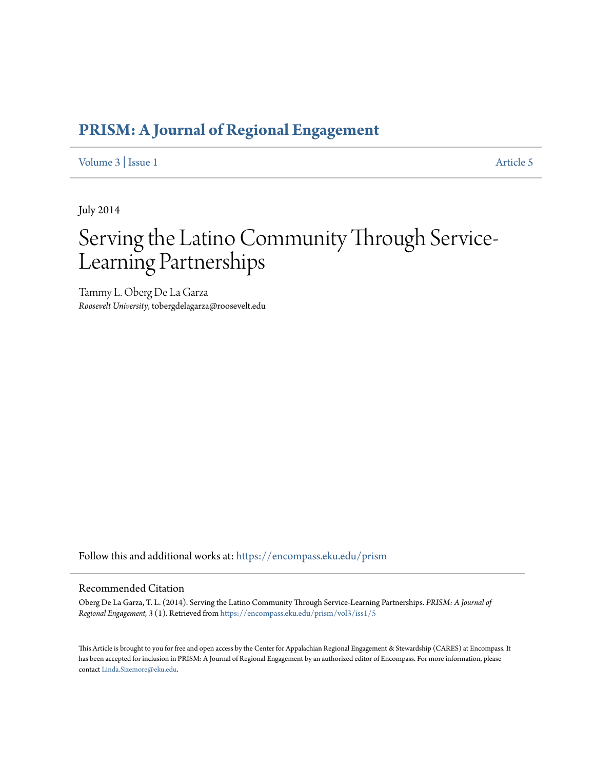# PRISM: A Journal of Regional Engagement

Volume 3 | Issue 1 Article 5

July 2014

# Serving the Latino Community Through Service-Learning Partnerships

Tammy L. Oberg De La Garza
*Roosevelt University*, tobergdelagarza@roosevelt.edu

Follow this and additional works at: https://encompass.eku.edu/prism

## Recommended Citation

Oberg De La Garza, T. L. (2014). Serving the Latino Community Through Service-Learning Partnerships. *PRISM: A Journal of Regional Engagement, 3* (1). Retrieved from https://encompass.eku.edu/prism/vol3/iss1/5

This Article is brought to you for free and open access by the Center for Appalachian Regional Engagement & Stewardship (CARES) at Encompass. It has been accepted for inclusion in PRISM: A Journal of Regional Engagement by an authorized editor of Encompass. For more information, please contact Linda.Sizemore@eku.edu.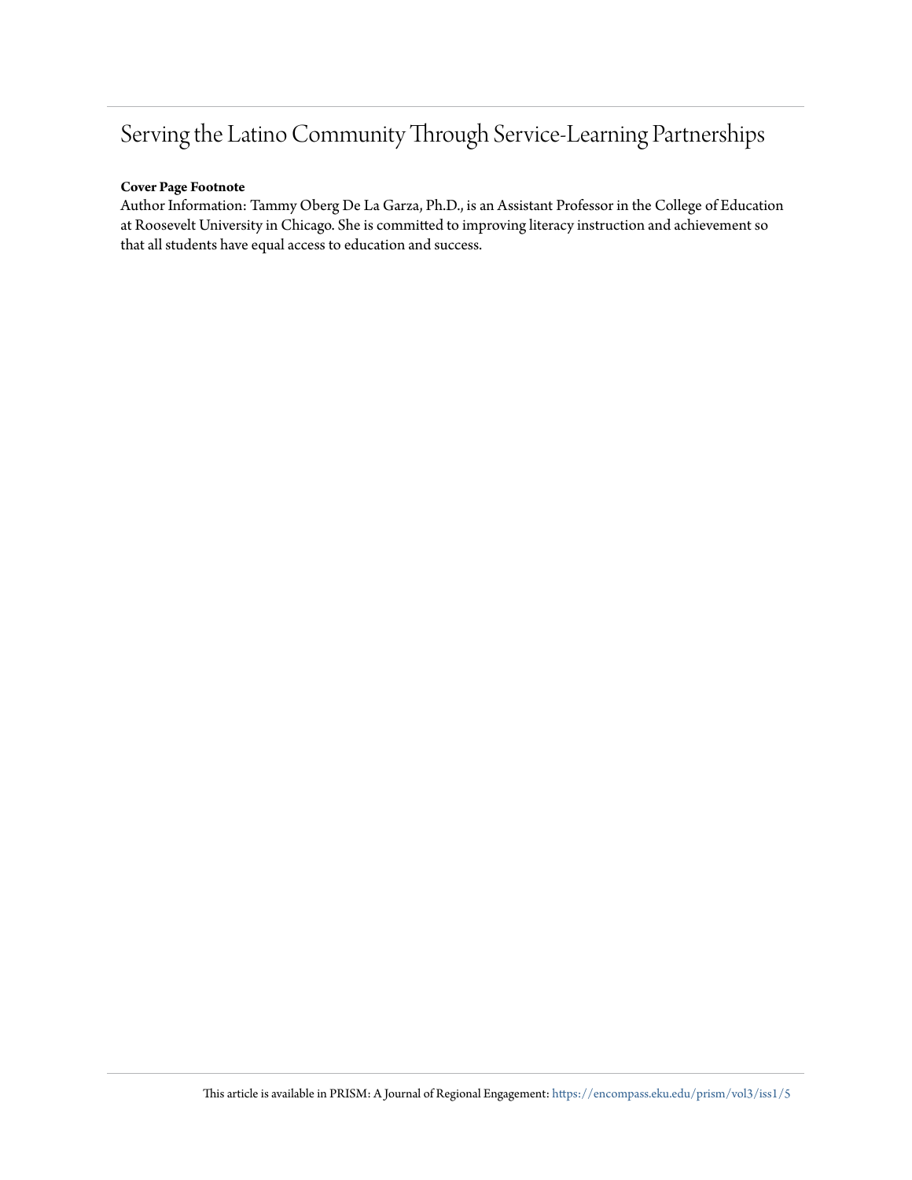# Serving the Latino Community Through Service-Learning Partnerships

**Cover Page Footnote**

Author Information: Tammy Oberg De La Garza, Ph.D., is an Assistant Professor in the College of Education at Roosevelt University in Chicago. She is committed to improving literacy instruction and achievement so that all students have equal access to education and success.

This article is available in PRISM: A Journal of Regional Engagement: https://encompass.eku.edu/prism/vol3/iss1/5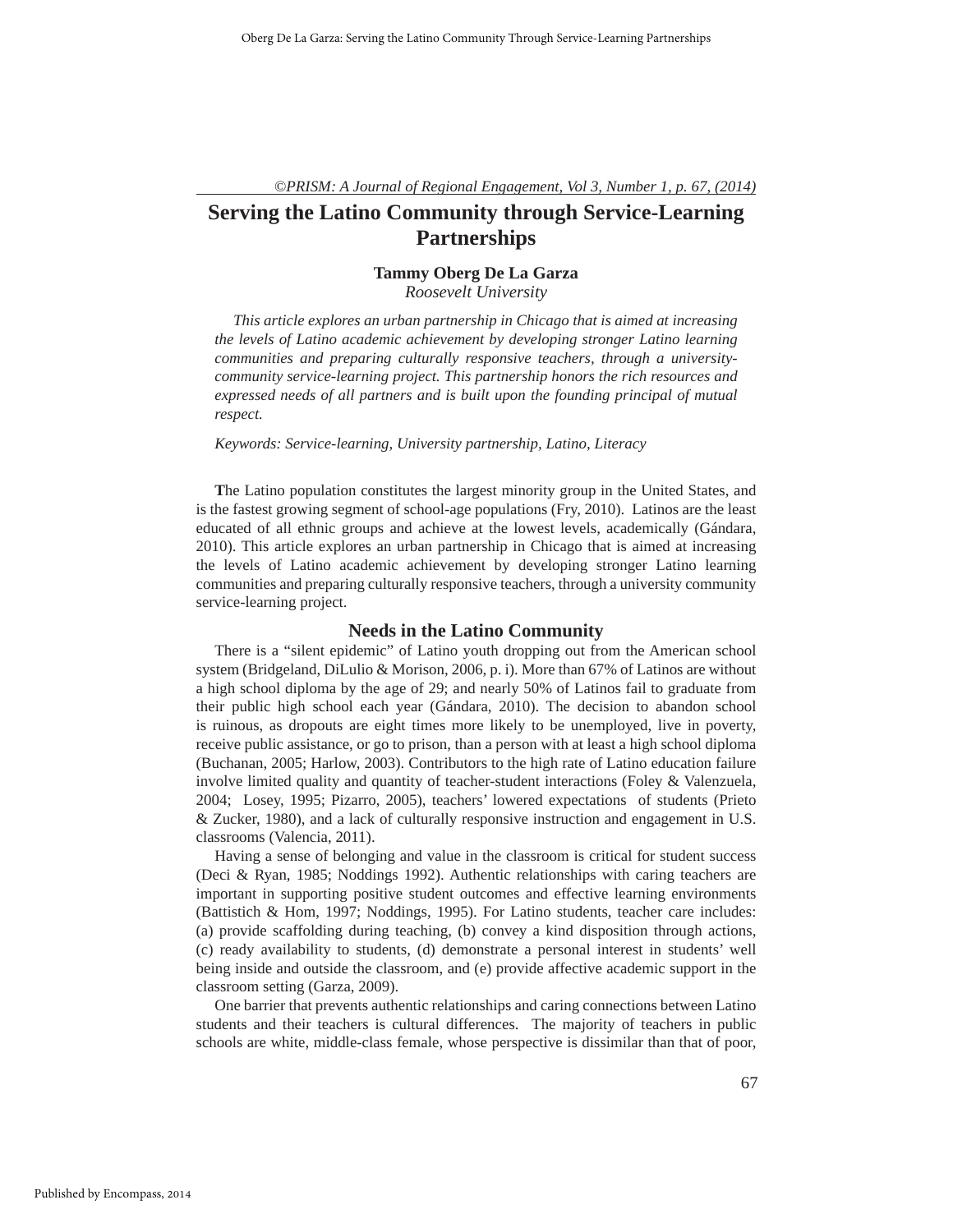*©PRISM: A Journal of Regional Engagement, Vol 3, Number 1, p. 67, (2014)*

# Serving the Latino Community through Service-Learning Partnerships

**Tammy Oberg De La Garza**
*Roosevelt University*

*This article explores an urban partnership in Chicago that is aimed at increasing the levels of Latino academic achievement by developing stronger Latino learning communities and preparing culturally responsive teachers, through a university-community service-learning project. This partnership honors the rich resources and expressed needs of all partners and is built upon the founding principal of mutual respect.*

*Keywords: Service-learning, University partnership, Latino, Literacy*

**T**he Latino population constitutes the largest minority group in the United States, and is the fastest growing segment of school-age populations (Fry, 2010). Latinos are the least educated of all ethnic groups and achieve at the lowest levels, academically (Gándara, 2010). This article explores an urban partnership in Chicago that is aimed at increasing the levels of Latino academic achievement by developing stronger Latino learning communities and preparing culturally responsive teachers, through a university community service-learning project.

## Needs in the Latino Community

There is a "silent epidemic" of Latino youth dropping out from the American school system (Bridgeland, DiLulio & Morison, 2006, p. i). More than 67% of Latinos are without a high school diploma by the age of 29; and nearly 50% of Latinos fail to graduate from their public high school each year (Gándara, 2010). The decision to abandon school is ruinous, as dropouts are eight times more likely to be unemployed, live in poverty, receive public assistance, or go to prison, than a person with at least a high school diploma (Buchanan, 2005; Harlow, 2003). Contributors to the high rate of Latino education failure involve limited quality and quantity of teacher-student interactions (Foley & Valenzuela, 2004; Losey, 1995; Pizarro, 2005), teachers' lowered expectations of students (Prieto & Zucker, 1980), and a lack of culturally responsive instruction and engagement in U.S. classrooms (Valencia, 2011).

Having a sense of belonging and value in the classroom is critical for student success (Deci & Ryan, 1985; Noddings 1992). Authentic relationships with caring teachers are important in supporting positive student outcomes and effective learning environments (Battistich & Hom, 1997; Noddings, 1995). For Latino students, teacher care includes: (a) provide scaffolding during teaching, (b) convey a kind disposition through actions, (c) ready availability to students, (d) demonstrate a personal interest in students' well being inside and outside the classroom, and (e) provide affective academic support in the classroom setting (Garza, 2009).

One barrier that prevents authentic relationships and caring connections between Latino students and their teachers is cultural differences. The majority of teachers in public schools are white, middle-class female, whose perspective is dissimilar than that of poor,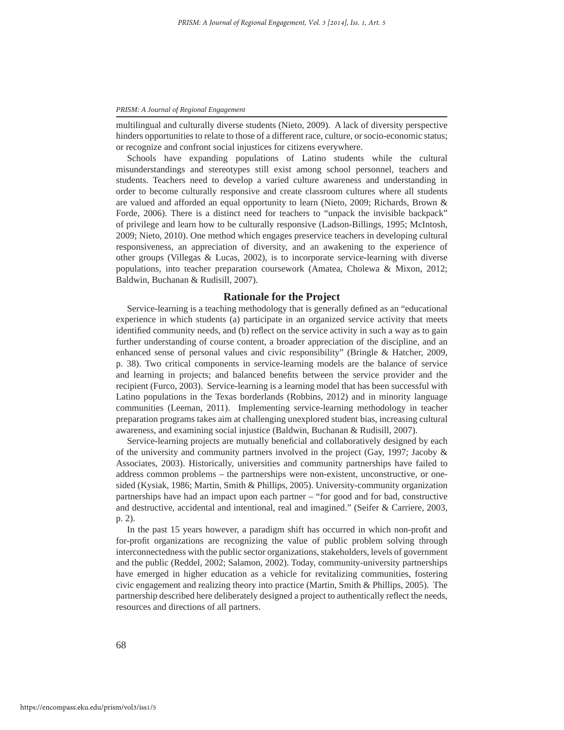multilingual and culturally diverse students (Nieto, 2009). A lack of diversity perspective hinders opportunities to relate to those of a different race, culture, or socio-economic status; or recognize and confront social injustices for citizens everywhere.

Schools have expanding populations of Latino students while the cultural misunderstandings and stereotypes still exist among school personnel, teachers and students. Teachers need to develop a varied culture awareness and understanding in order to become culturally responsive and create classroom cultures where all students are valued and afforded an equal opportunity to learn (Nieto, 2009; Richards, Brown & Forde, 2006). There is a distinct need for teachers to "unpack the invisible backpack" of privilege and learn how to be culturally responsive (Ladson-Billings, 1995; McIntosh, 2009; Nieto, 2010). One method which engages preservice teachers in developing cultural responsiveness, an appreciation of diversity, and an awakening to the experience of other groups (Villegas & Lucas, 2002), is to incorporate service-learning with diverse populations, into teacher preparation coursework (Amatea, Cholewa & Mixon, 2012; Baldwin, Buchanan & Rudisill, 2007).

## Rationale for the Project

Service-learning is a teaching methodology that is generally defined as an "educational experience in which students (a) participate in an organized service activity that meets identified community needs, and (b) reflect on the service activity in such a way as to gain further understanding of course content, a broader appreciation of the discipline, and an enhanced sense of personal values and civic responsibility" (Bringle & Hatcher, 2009, p. 38). Two critical components in service-learning models are the balance of service and learning in projects; and balanced benefits between the service provider and the recipient (Furco, 2003). Service-learning is a learning model that has been successful with Latino populations in the Texas borderlands (Robbins, 2012) and in minority language communities (Leeman, 2011). Implementing service-learning methodology in teacher preparation programs takes aim at challenging unexplored student bias, increasing cultural awareness, and examining social injustice (Baldwin, Buchanan & Rudisill, 2007).

Service-learning projects are mutually beneficial and collaboratively designed by each of the university and community partners involved in the project (Gay, 1997; Jacoby & Associates, 2003). Historically, universities and community partnerships have failed to address common problems – the partnerships were non-existent, unconstructive, or one-sided (Kysiak, 1986; Martin, Smith & Phillips, 2005). University-community organization partnerships have had an impact upon each partner – "for good and for bad, constructive and destructive, accidental and intentional, real and imagined." (Seifer & Carriere, 2003, p. 2).

In the past 15 years however, a paradigm shift has occurred in which non-profit and for-profit organizations are recognizing the value of public problem solving through interconnectedness with the public sector organizations, stakeholders, levels of government and the public (Reddel, 2002; Salamon, 2002). Today, community-university partnerships have emerged in higher education as a vehicle for revitalizing communities, fostering civic engagement and realizing theory into practice (Martin, Smith & Phillips, 2005). The partnership described here deliberately designed a project to authentically reflect the needs, resources and directions of all partners.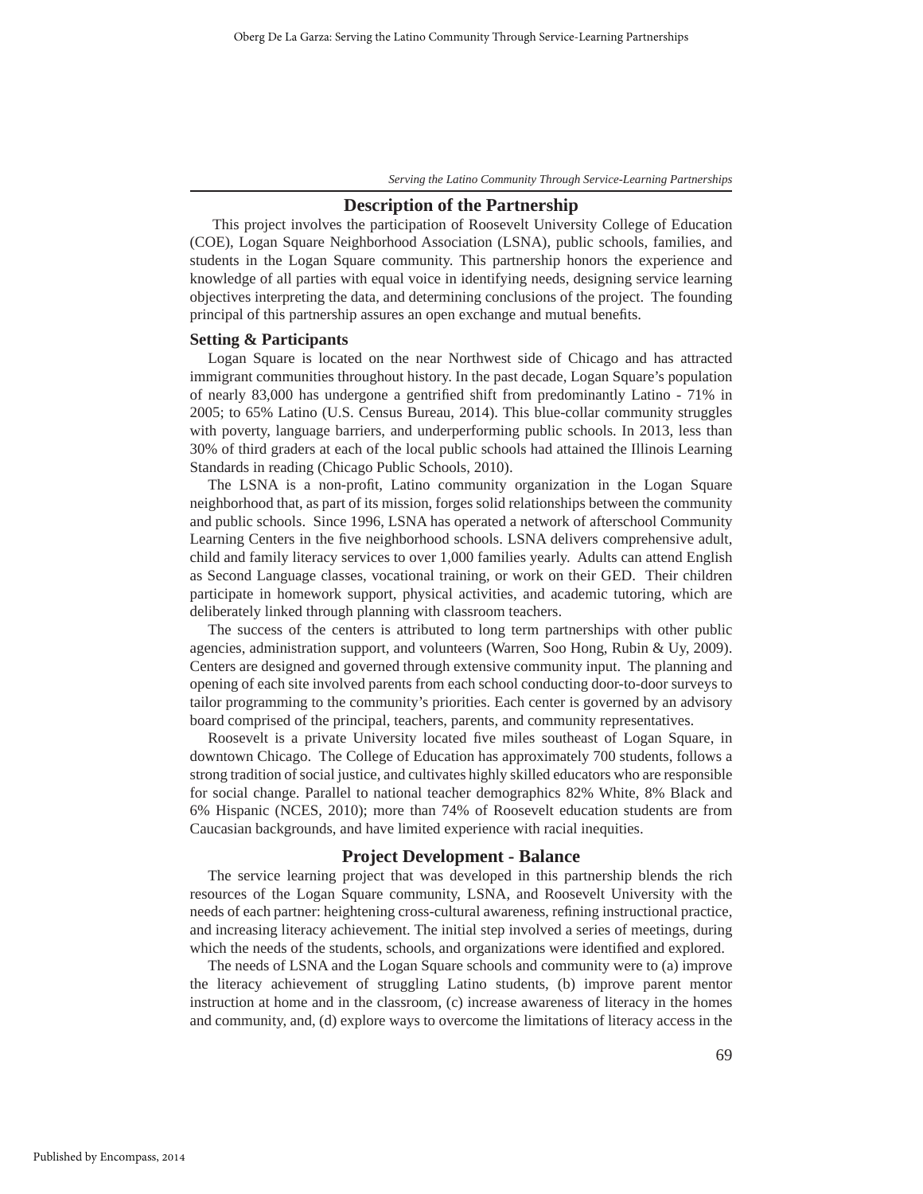## Description of the Partnership

This project involves the participation of Roosevelt University College of Education (COE), Logan Square Neighborhood Association (LSNA), public schools, families, and students in the Logan Square community. This partnership honors the experience and knowledge of all parties with equal voice in identifying needs, designing service learning objectives interpreting the data, and determining conclusions of the project. The founding principal of this partnership assures an open exchange and mutual benefits.

### Setting & Participants

Logan Square is located on the near Northwest side of Chicago and has attracted immigrant communities throughout history. In the past decade, Logan Square's population of nearly 83,000 has undergone a gentrified shift from predominantly Latino - 71% in 2005; to 65% Latino (U.S. Census Bureau, 2014). This blue-collar community struggles with poverty, language barriers, and underperforming public schools. In 2013, less than 30% of third graders at each of the local public schools had attained the Illinois Learning Standards in reading (Chicago Public Schools, 2010).

The LSNA is a non-profit, Latino community organization in the Logan Square neighborhood that, as part of its mission, forges solid relationships between the community and public schools. Since 1996, LSNA has operated a network of afterschool Community Learning Centers in the five neighborhood schools. LSNA delivers comprehensive adult, child and family literacy services to over 1,000 families yearly. Adults can attend English as Second Language classes, vocational training, or work on their GED. Their children participate in homework support, physical activities, and academic tutoring, which are deliberately linked through planning with classroom teachers.

The success of the centers is attributed to long term partnerships with other public agencies, administration support, and volunteers (Warren, Soo Hong, Rubin & Uy, 2009). Centers are designed and governed through extensive community input. The planning and opening of each site involved parents from each school conducting door-to-door surveys to tailor programming to the community's priorities. Each center is governed by an advisory board comprised of the principal, teachers, parents, and community representatives.

Roosevelt is a private University located five miles southeast of Logan Square, in downtown Chicago. The College of Education has approximately 700 students, follows a strong tradition of social justice, and cultivates highly skilled educators who are responsible for social change. Parallel to national teacher demographics 82% White, 8% Black and 6% Hispanic (NCES, 2010); more than 74% of Roosevelt education students are from Caucasian backgrounds, and have limited experience with racial inequities.

## Project Development - Balance

The service learning project that was developed in this partnership blends the rich resources of the Logan Square community, LSNA, and Roosevelt University with the needs of each partner: heightening cross-cultural awareness, refining instructional practice, and increasing literacy achievement. The initial step involved a series of meetings, during which the needs of the students, schools, and organizations were identified and explored.

The needs of LSNA and the Logan Square schools and community were to (a) improve the literacy achievement of struggling Latino students, (b) improve parent mentor instruction at home and in the classroom, (c) increase awareness of literacy in the homes and community, and, (d) explore ways to overcome the limitations of literacy access in the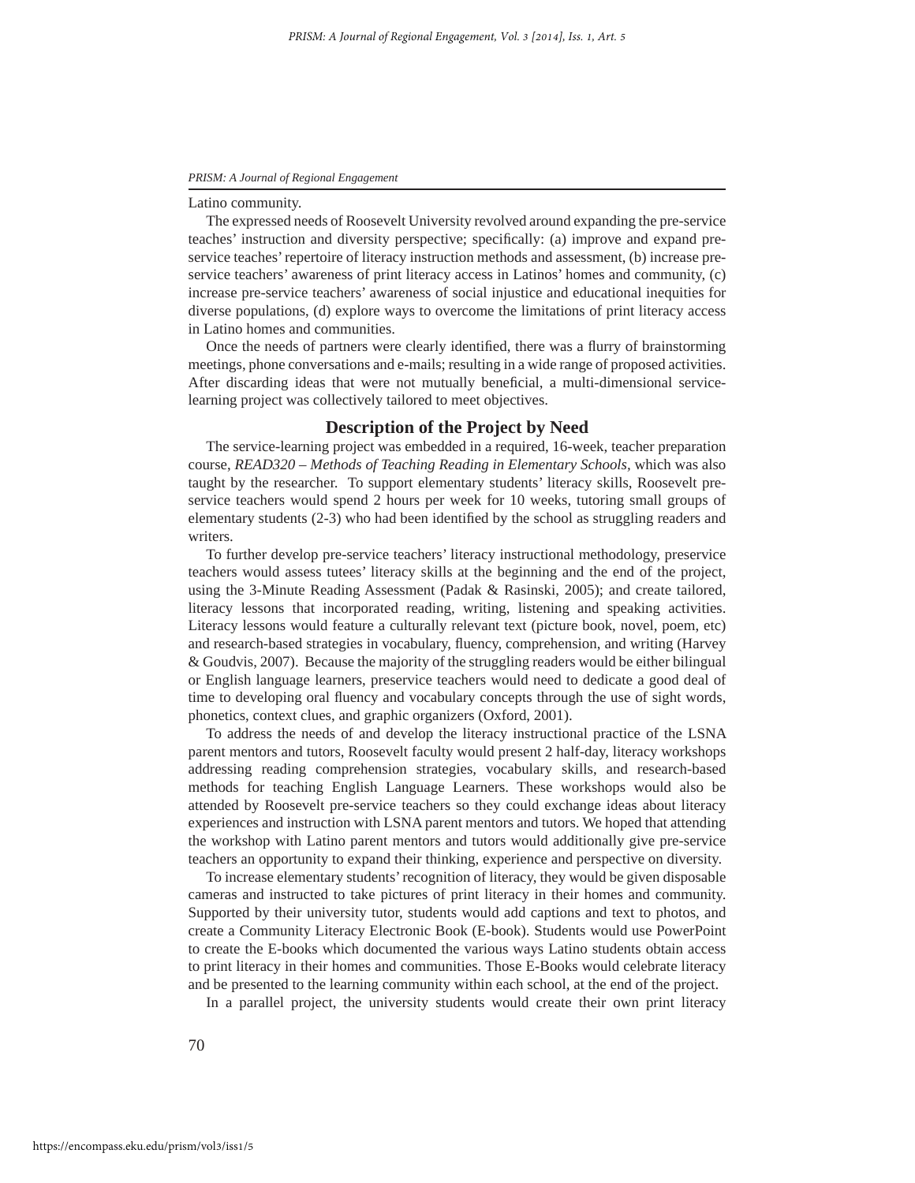Latino community.

The expressed needs of Roosevelt University revolved around expanding the pre-service teaches' instruction and diversity perspective; specifically: (a) improve and expand pre-service teaches' repertoire of literacy instruction methods and assessment, (b) increase pre-service teachers' awareness of print literacy access in Latinos' homes and community, (c) increase pre-service teachers' awareness of social injustice and educational inequities for diverse populations, (d) explore ways to overcome the limitations of print literacy access in Latino homes and communities.

Once the needs of partners were clearly identified, there was a flurry of brainstorming meetings, phone conversations and e-mails; resulting in a wide range of proposed activities. After discarding ideas that were not mutually beneficial, a multi-dimensional service-learning project was collectively tailored to meet objectives.

## Description of the Project by Need

The service-learning project was embedded in a required, 16-week, teacher preparation course, *READ320 – Methods of Teaching Reading in Elementary Schools,* which was also taught by the researcher. To support elementary students' literacy skills, Roosevelt pre-service teachers would spend 2 hours per week for 10 weeks, tutoring small groups of elementary students (2-3) who had been identified by the school as struggling readers and writers.

To further develop pre-service teachers' literacy instructional methodology, preservice teachers would assess tutees' literacy skills at the beginning and the end of the project, using the 3-Minute Reading Assessment (Padak & Rasinski, 2005); and create tailored, literacy lessons that incorporated reading, writing, listening and speaking activities. Literacy lessons would feature a culturally relevant text (picture book, novel, poem, etc) and research-based strategies in vocabulary, fluency, comprehension, and writing (Harvey & Goudvis, 2007). Because the majority of the struggling readers would be either bilingual or English language learners, preservice teachers would need to dedicate a good deal of time to developing oral fluency and vocabulary concepts through the use of sight words, phonetics, context clues, and graphic organizers (Oxford, 2001).

To address the needs of and develop the literacy instructional practice of the LSNA parent mentors and tutors, Roosevelt faculty would present 2 half-day, literacy workshops addressing reading comprehension strategies, vocabulary skills, and research-based methods for teaching English Language Learners. These workshops would also be attended by Roosevelt pre-service teachers so they could exchange ideas about literacy experiences and instruction with LSNA parent mentors and tutors. We hoped that attending the workshop with Latino parent mentors and tutors would additionally give pre-service teachers an opportunity to expand their thinking, experience and perspective on diversity.

To increase elementary students' recognition of literacy, they would be given disposable cameras and instructed to take pictures of print literacy in their homes and community. Supported by their university tutor, students would add captions and text to photos, and create a Community Literacy Electronic Book (E-book). Students would use PowerPoint to create the E-books which documented the various ways Latino students obtain access to print literacy in their homes and communities. Those E-Books would celebrate literacy and be presented to the learning community within each school, at the end of the project.

In a parallel project, the university students would create their own print literacy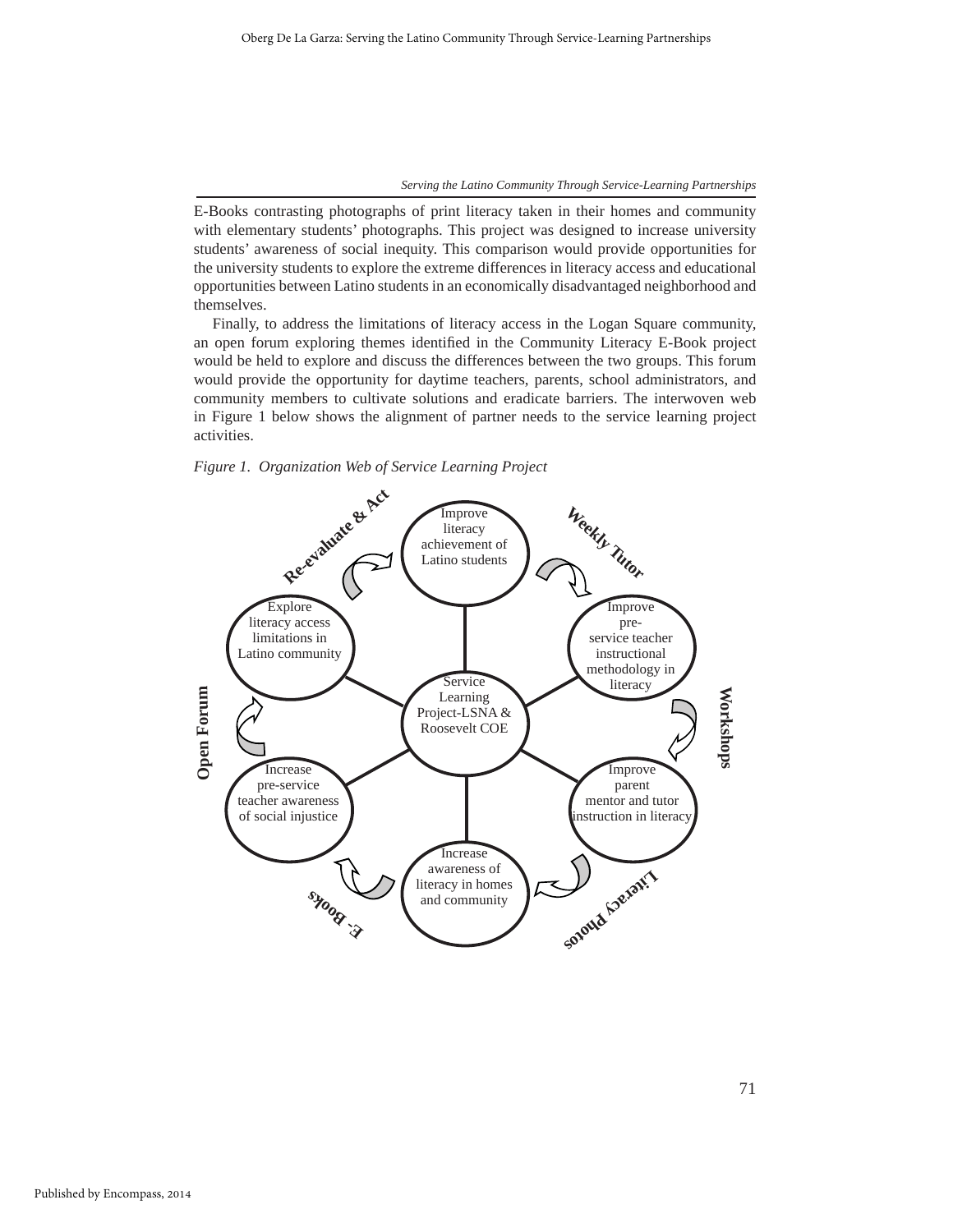E-Books contrasting photographs of print literacy taken in their homes and community with elementary students' photographs. This project was designed to increase university students' awareness of social inequity. This comparison would provide opportunities for the university students to explore the extreme differences in literacy access and educational opportunities between Latino students in an economically disadvantaged neighborhood and themselves.

Finally, to address the limitations of literacy access in the Logan Square community, an open forum exploring themes identified in the Community Literacy E-Book project would be held to explore and discuss the differences between the two groups. This forum would provide the opportunity for daytime teachers, parents, school administrators, and community members to cultivate solutions and eradicate barriers. The interwoven web in Figure 1 below shows the alignment of partner needs to the service learning project activities.

*Figure 1. Organization Web of Service Learning Project*

Service Learning Project-LSNA & Roosevelt COE

- Improve literacy achievement of Latino students
- **Weekly Tutor**
- Improve pre-service teacher instructional methodology in literacy
- **Workshops**
- Improve parent mentor and tutor instruction in literacy
- **Literacy Photos**
- Increase awareness of literacy in homes and community
- **E- Books**
- Increase pre-service teacher awareness of social injustice
- **Open Forum**
- Explore literacy access limitations in Latino community
- **Re-evaluate & Act**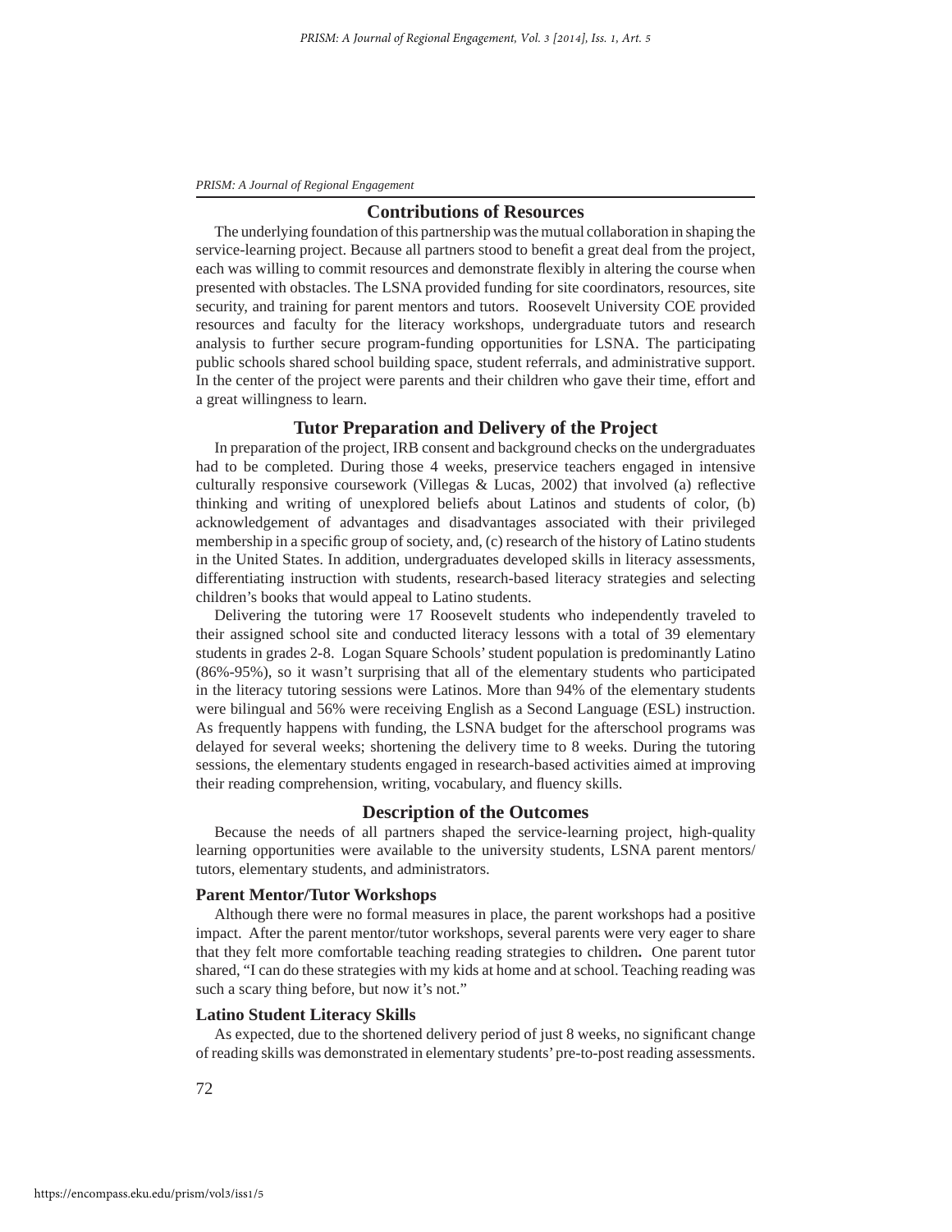## Contributions of Resources

The underlying foundation of this partnership was the mutual collaboration in shaping the service-learning project. Because all partners stood to benefit a great deal from the project, each was willing to commit resources and demonstrate flexibly in altering the course when presented with obstacles. The LSNA provided funding for site coordinators, resources, site security, and training for parent mentors and tutors. Roosevelt University COE provided resources and faculty for the literacy workshops, undergraduate tutors and research analysis to further secure program-funding opportunities for LSNA. The participating public schools shared school building space, student referrals, and administrative support. In the center of the project were parents and their children who gave their time, effort and a great willingness to learn.

## Tutor Preparation and Delivery of the Project

In preparation of the project, IRB consent and background checks on the undergraduates had to be completed. During those 4 weeks, preservice teachers engaged in intensive culturally responsive coursework (Villegas & Lucas, 2002) that involved (a) reflective thinking and writing of unexplored beliefs about Latinos and students of color, (b) acknowledgement of advantages and disadvantages associated with their privileged membership in a specific group of society, and, (c) research of the history of Latino students in the United States. In addition, undergraduates developed skills in literacy assessments, differentiating instruction with students, research-based literacy strategies and selecting children's books that would appeal to Latino students.

Delivering the tutoring were 17 Roosevelt students who independently traveled to their assigned school site and conducted literacy lessons with a total of 39 elementary students in grades 2-8. Logan Square Schools' student population is predominantly Latino (86%-95%), so it wasn't surprising that all of the elementary students who participated in the literacy tutoring sessions were Latinos. More than 94% of the elementary students were bilingual and 56% were receiving English as a Second Language (ESL) instruction. As frequently happens with funding, the LSNA budget for the afterschool programs was delayed for several weeks; shortening the delivery time to 8 weeks. During the tutoring sessions, the elementary students engaged in research-based activities aimed at improving their reading comprehension, writing, vocabulary, and fluency skills.

## Description of the Outcomes

Because the needs of all partners shaped the service-learning project, high-quality learning opportunities were available to the university students, LSNA parent mentors/ tutors, elementary students, and administrators.

### Parent Mentor/Tutor Workshops

Although there were no formal measures in place, the parent workshops had a positive impact. After the parent mentor/tutor workshops, several parents were very eager to share that they felt more comfortable teaching reading strategies to children. One parent tutor shared, "I can do these strategies with my kids at home and at school. Teaching reading was such a scary thing before, but now it's not."

### Latino Student Literacy Skills

As expected, due to the shortened delivery period of just 8 weeks, no significant change of reading skills was demonstrated in elementary students' pre-to-post reading assessments.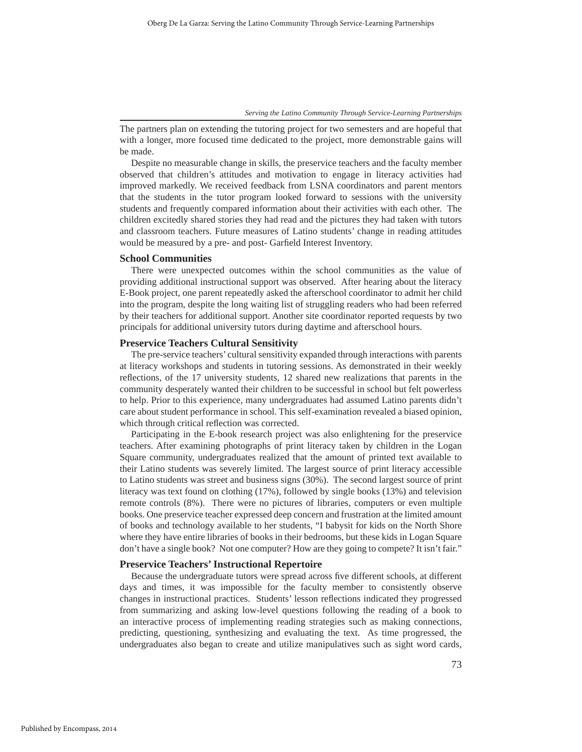The partners plan on extending the tutoring project for two semesters and are hopeful that with a longer, more focused time dedicated to the project, more demonstrable gains will be made.

Despite no measurable change in skills, the preservice teachers and the faculty member observed that children's attitudes and motivation to engage in literacy activities had improved markedly. We received feedback from LSNA coordinators and parent mentors that the students in the tutor program looked forward to sessions with the university students and frequently compared information about their activities with each other. The children excitedly shared stories they had read and the pictures they had taken with tutors and classroom teachers. Future measures of Latino students' change in reading attitudes would be measured by a pre- and post- Garfield Interest Inventory.

### School Communities

There were unexpected outcomes within the school communities as the value of providing additional instructional support was observed. After hearing about the literacy E-Book project, one parent repeatedly asked the afterschool coordinator to admit her child into the program, despite the long waiting list of struggling readers who had been referred by their teachers for additional support. Another site coordinator reported requests by two principals for additional university tutors during daytime and afterschool hours.

### Preservice Teachers Cultural Sensitivity

The pre-service teachers' cultural sensitivity expanded through interactions with parents at literacy workshops and students in tutoring sessions. As demonstrated in their weekly reflections, of the 17 university students, 12 shared new realizations that parents in the community desperately wanted their children to be successful in school but felt powerless to help. Prior to this experience, many undergraduates had assumed Latino parents didn't care about student performance in school. This self-examination revealed a biased opinion, which through critical reflection was corrected.

Participating in the E-book research project was also enlightening for the preservice teachers. After examining photographs of print literacy taken by children in the Logan Square community, undergraduates realized that the amount of printed text available to their Latino students was severely limited. The largest source of print literacy accessible to Latino students was street and business signs (30%). The second largest source of print literacy was text found on clothing (17%), followed by single books (13%) and television remote controls (8%). There were no pictures of libraries, computers or even multiple books. One preservice teacher expressed deep concern and frustration at the limited amount of books and technology available to her students, "I babysit for kids on the North Shore where they have entire libraries of books in their bedrooms, but these kids in Logan Square don't have a single book? Not one computer? How are they going to compete? It isn't fair."

### Preservice Teachers' Instructional Repertoire

Because the undergraduate tutors were spread across five different schools, at different days and times, it was impossible for the faculty member to consistently observe changes in instructional practices. Students' lesson reflections indicated they progressed from summarizing and asking low-level questions following the reading of a book to an interactive process of implementing reading strategies such as making connections, predicting, questioning, synthesizing and evaluating the text. As time progressed, the undergraduates also began to create and utilize manipulatives such as sight word cards,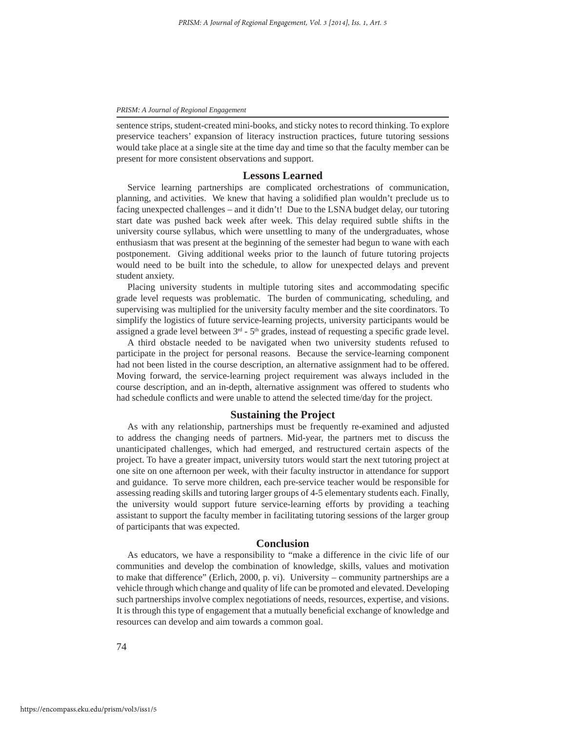sentence strips, student-created mini-books, and sticky notes to record thinking. To explore preservice teachers' expansion of literacy instruction practices, future tutoring sessions would take place at a single site at the time day and time so that the faculty member can be present for more consistent observations and support.

## Lessons Learned

Service learning partnerships are complicated orchestrations of communication, planning, and activities. We knew that having a solidified plan wouldn't preclude us to facing unexpected challenges – and it didn't! Due to the LSNA budget delay, our tutoring start date was pushed back week after week. This delay required subtle shifts in the university course syllabus, which were unsettling to many of the undergraduates, whose enthusiasm that was present at the beginning of the semester had begun to wane with each postponement. Giving additional weeks prior to the launch of future tutoring projects would need to be built into the schedule, to allow for unexpected delays and prevent student anxiety.

Placing university students in multiple tutoring sites and accommodating specific grade level requests was problematic. The burden of communicating, scheduling, and supervising was multiplied for the university faculty member and the site coordinators. To simplify the logistics of future service-learning projects, university participants would be assigned a grade level between 3rd - 5th grades, instead of requesting a specific grade level.

A third obstacle needed to be navigated when two university students refused to participate in the project for personal reasons. Because the service-learning component had not been listed in the course description, an alternative assignment had to be offered. Moving forward, the service-learning project requirement was always included in the course description, and an in-depth, alternative assignment was offered to students who had schedule conflicts and were unable to attend the selected time/day for the project.

## Sustaining the Project

As with any relationship, partnerships must be frequently re-examined and adjusted to address the changing needs of partners. Mid-year, the partners met to discuss the unanticipated challenges, which had emerged, and restructured certain aspects of the project. To have a greater impact, university tutors would start the next tutoring project at one site on one afternoon per week, with their faculty instructor in attendance for support and guidance. To serve more children, each pre-service teacher would be responsible for assessing reading skills and tutoring larger groups of 4-5 elementary students each. Finally, the university would support future service-learning efforts by providing a teaching assistant to support the faculty member in facilitating tutoring sessions of the larger group of participants that was expected.

## Conclusion

As educators, we have a responsibility to "make a difference in the civic life of our communities and develop the combination of knowledge, skills, values and motivation to make that difference" (Erlich, 2000, p. vi). University – community partnerships are a vehicle through which change and quality of life can be promoted and elevated. Developing such partnerships involve complex negotiations of needs, resources, expertise, and visions. It is through this type of engagement that a mutually beneficial exchange of knowledge and resources can develop and aim towards a common goal.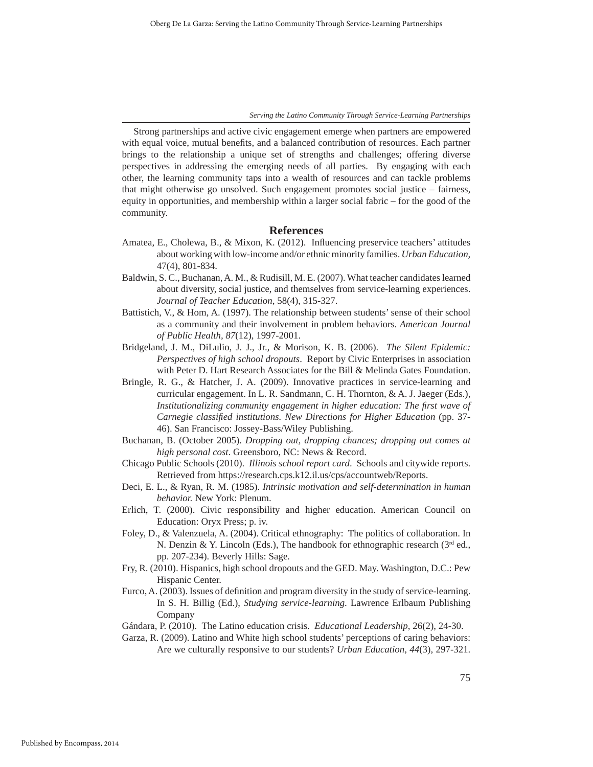Strong partnerships and active civic engagement emerge when partners are empowered with equal voice, mutual benefits, and a balanced contribution of resources. Each partner brings to the relationship a unique set of strengths and challenges; offering diverse perspectives in addressing the emerging needs of all parties. By engaging with each other, the learning community taps into a wealth of resources and can tackle problems that might otherwise go unsolved. Such engagement promotes social justice – fairness, equity in opportunities, and membership within a larger social fabric – for the good of the community.

## References

Amatea, E., Cholewa, B., & Mixon, K. (2012). Influencing preservice teachers' attitudes about working with low-income and/or ethnic minority families. *Urban Education,* 47(4), 801-834.

Baldwin, S. C., Buchanan, A. M., & Rudisill, M. E. (2007). What teacher candidates learned about diversity, social justice, and themselves from service-learning experiences. *Journal of Teacher Education*, 58(4), 315-327.

Battistich, V., & Hom, A. (1997). The relationship between students' sense of their school as a community and their involvement in problem behaviors. *American Journal of Public Health, 87*(12), 1997-2001.

Bridgeland, J. M., DiLulio, J. J., Jr., & Morison, K. B. (2006). *The Silent Epidemic: Perspectives of high school dropouts*. Report by Civic Enterprises in association with Peter D. Hart Research Associates for the Bill & Melinda Gates Foundation.

Bringle, R. G., & Hatcher, J. A. (2009). Innovative practices in service-learning and curricular engagement. In L. R. Sandmann, C. H. Thornton, & A. J. Jaeger (Eds.), *Institutionalizing community engagement in higher education: The first wave of Carnegie classified institutions. New Directions for Higher Education* (pp. 37-46). San Francisco: Jossey-Bass/Wiley Publishing.

Buchanan, B. (October 2005). *Dropping out, dropping chances; dropping out comes at high personal cost*. Greensboro, NC: News & Record.

Chicago Public Schools (2010). *Illinois school report card*. Schools and citywide reports. Retrieved from https://research.cps.k12.il.us/cps/accountweb/Reports.

Deci, E. L., & Ryan, R. M. (1985). *Intrinsic motivation and self-determination in human behavior.* New York: Plenum.

Erlich, T. (2000). Civic responsibility and higher education. American Council on Education: Oryx Press; p. iv.

Foley, D., & Valenzuela, A. (2004). Critical ethnography: The politics of collaboration. In N. Denzin & Y. Lincoln (Eds.), The handbook for ethnographic research (3rd ed., pp. 207-234). Beverly Hills: Sage.

Fry, R. (2010). Hispanics, high school dropouts and the GED. May. Washington, D.C.: Pew Hispanic Center.

Furco, A. (2003). Issues of definition and program diversity in the study of service-learning. In S. H. Billig (Ed.), *Studying service-learning.* Lawrence Erlbaum Publishing Company

Gándara, P. (2010). The Latino education crisis. *Educational Leadership*, 26(2), 24-30.

Garza, R. (2009). Latino and White high school students' perceptions of caring behaviors: Are we culturally responsive to our students? *Urban Education, 44*(3), 297-321.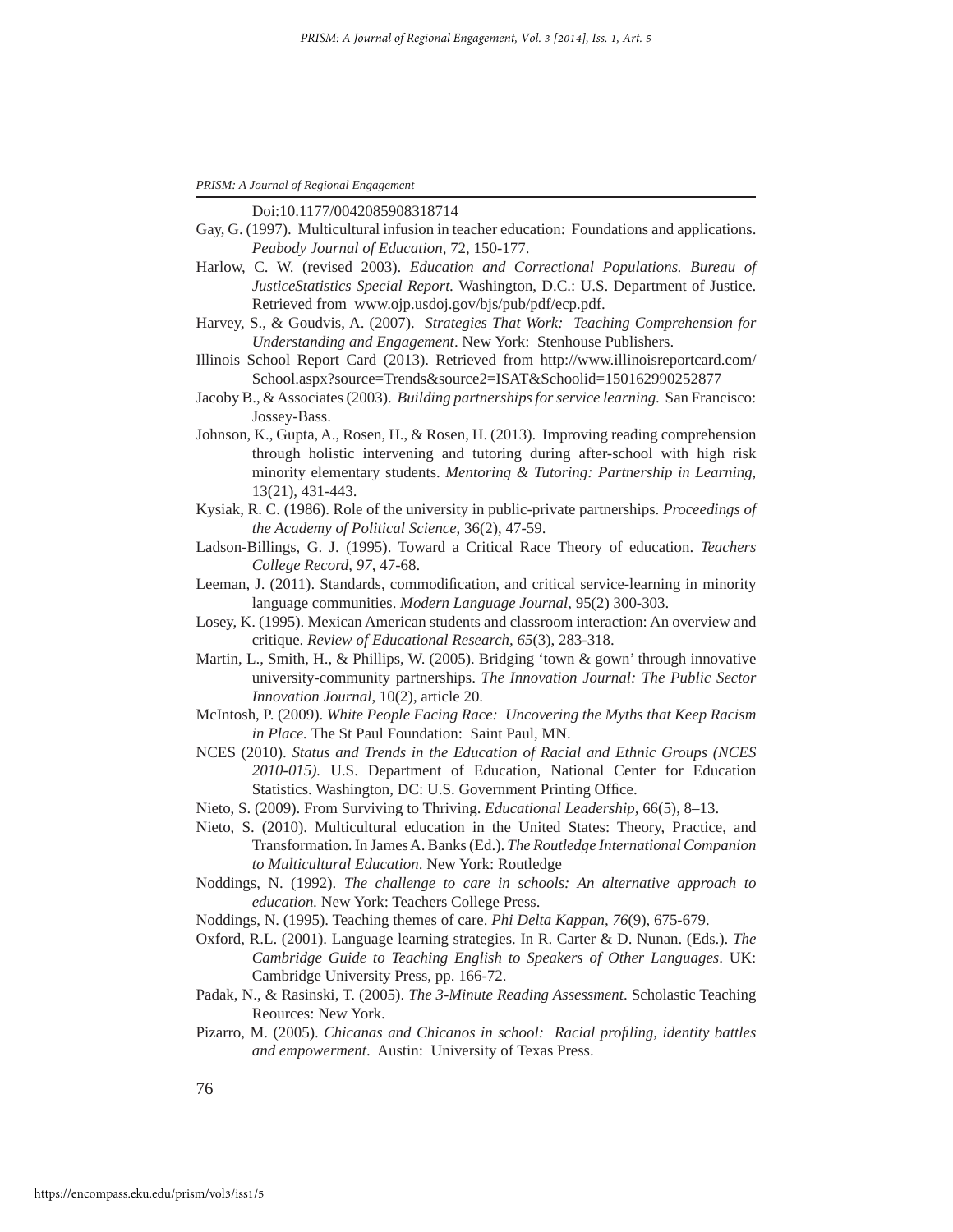Doi:10.1177/0042085908318714

Gay, G. (1997). Multicultural infusion in teacher education: Foundations and applications. *Peabody Journal of Education,* 72, 150-177.

Harlow, C. W. (revised 2003). *Education and Correctional Populations. Bureau of JusticeStatistics Special Report.* Washington, D.C.: U.S. Department of Justice. Retrieved from www.ojp.usdoj.gov/bjs/pub/pdf/ecp.pdf.

Harvey, S., & Goudvis, A. (2007). *Strategies That Work: Teaching Comprehension for Understanding and Engagement*. New York: Stenhouse Publishers.

Illinois School Report Card (2013). Retrieved from http://www.illinoisreportcard.com/School.aspx?source=Trends&source2=ISAT&Schoolid=150162990252877

Jacoby B., & Associates (2003). *Building partnerships for service learning.* San Francisco: Jossey-Bass.

Johnson, K., Gupta, A., Rosen, H., & Rosen, H. (2013). Improving reading comprehension through holistic intervening and tutoring during after-school with high risk minority elementary students. *Mentoring & Tutoring: Partnership in Learning*, 13(21), 431-443.

Kysiak, R. C. (1986). Role of the university in public-private partnerships. *Proceedings of the Academy of Political Science*, 36(2), 47-59.

Ladson-Billings, G. J. (1995). Toward a Critical Race Theory of education. *Teachers College Record, 97*, 47-68.

Leeman, J. (2011). Standards, commodification, and critical service-learning in minority language communities. *Modern Language Journal*, 95(2) 300-303.

Losey, K. (1995). Mexican American students and classroom interaction: An overview and critique. *Review of Educational Research, 65*(3), 283-318.

Martin, L., Smith, H., & Phillips, W. (2005). Bridging 'town & gown' through innovative university-community partnerships. *The Innovation Journal: The Public Sector Innovation Journal*, 10(2), article 20.

McIntosh, P. (2009). *White People Facing Race: Uncovering the Myths that Keep Racism in Place.* The St Paul Foundation: Saint Paul, MN.

NCES (2010). *Status and Trends in the Education of Racial and Ethnic Groups (NCES 2010-015).* U.S. Department of Education, National Center for Education Statistics. Washington, DC: U.S. Government Printing Office.

Nieto, S. (2009). From Surviving to Thriving. *Educational Leadership*, 66(5), 8–13.

Nieto, S. (2010). Multicultural education in the United States: Theory, Practice, and Transformation. In James A. Banks (Ed.). *The Routledge International Companion to Multicultural Education*. New York: Routledge

Noddings, N. (1992). *The challenge to care in schools: An alternative approach to education.* New York: Teachers College Press.

Noddings, N. (1995). Teaching themes of care. *Phi Delta Kappan, 76*(9), 675-679.

Oxford, R.L. (2001). Language learning strategies. In R. Carter & D. Nunan. (Eds.). *The Cambridge Guide to Teaching English to Speakers of Other Languages*. UK: Cambridge University Press, pp. 166-72.

Padak, N., & Rasinski, T. (2005). *The 3-Minute Reading Assessment*. Scholastic Teaching Reources: New York.

Pizarro, M. (2005). *Chicanas and Chicanos in school: Racial profiling, identity battles and empowerment*. Austin: University of Texas Press.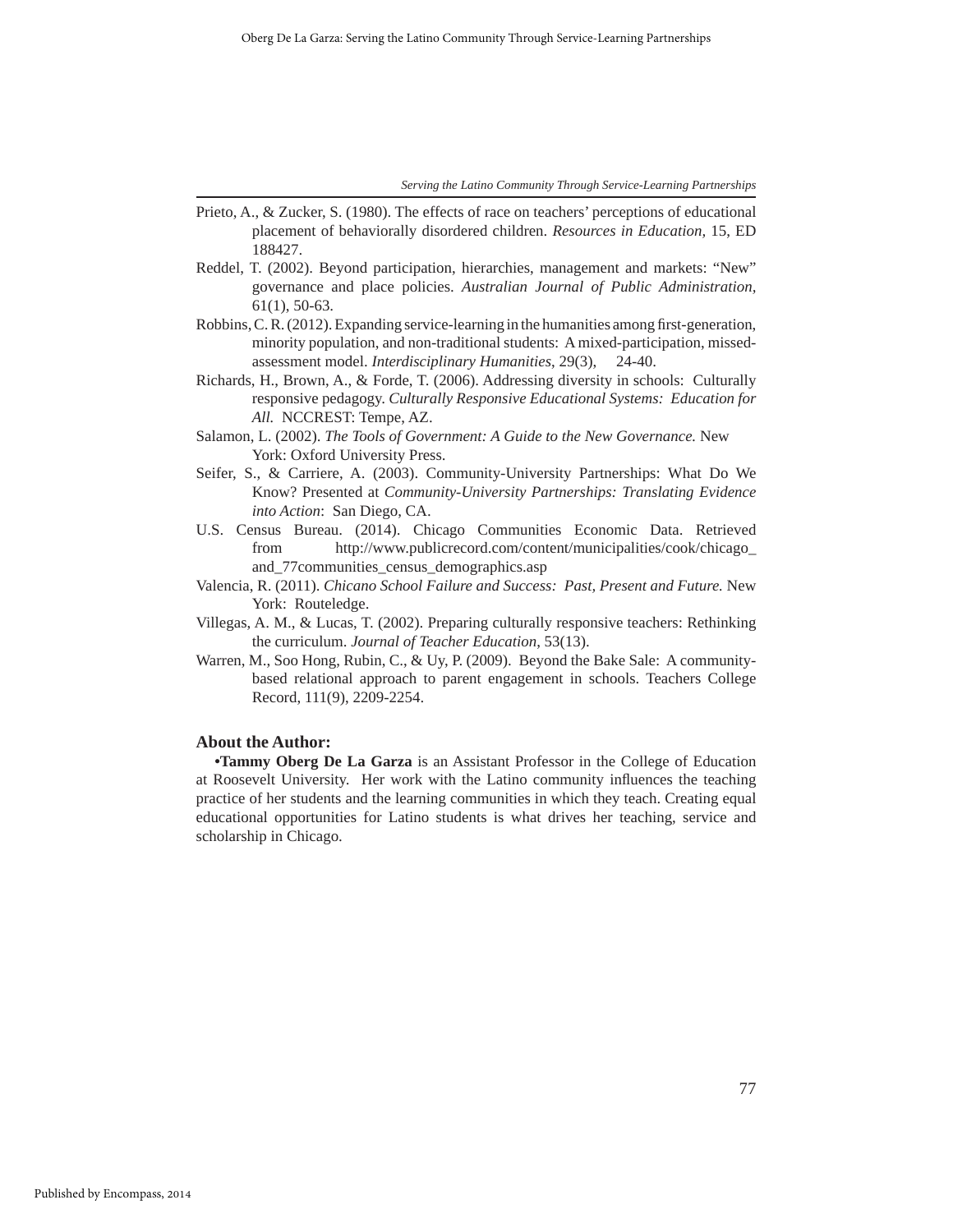Prieto, A., & Zucker, S. (1980). The effects of race on teachers' perceptions of educational placement of behaviorally disordered children. *Resources in Education*, 15, ED 188427.

Reddel, T. (2002). Beyond participation, hierarchies, management and markets: "New" governance and place policies. *Australian Journal of Public Administration*, 61(1), 50-63.

Robbins, C. R. (2012). Expanding service-learning in the humanities among first-generation, minority population, and non-traditional students: A mixed-participation, missed-assessment model. *Interdisciplinary Humanities*, 29(3), 24-40.

Richards, H., Brown, A., & Forde, T. (2006). Addressing diversity in schools: Culturally responsive pedagogy. *Culturally Responsive Educational Systems: Education for All.* NCCREST: Tempe, AZ.

Salamon, L. (2002). *The Tools of Government: A Guide to the New Governance.* New York: Oxford University Press.

Seifer, S., & Carriere, A. (2003). Community-University Partnerships: What Do We Know? Presented at *Community-University Partnerships: Translating Evidence into Action*: San Diego, CA.

U.S. Census Bureau. (2014). Chicago Communities Economic Data. Retrieved from http://www.publicrecord.com/content/municipalities/cook/chicago_and_77communities_census_demographics.asp

Valencia, R. (2011). *Chicano School Failure and Success: Past, Present and Future.* New York: Routeledge.

Villegas, A. M., & Lucas, T. (2002). Preparing culturally responsive teachers: Rethinking the curriculum. *Journal of Teacher Education*, 53(13).

Warren, M., Soo Hong, Rubin, C., & Uy, P. (2009). Beyond the Bake Sale: A community-based relational approach to parent engagement in schools. Teachers College Record, 111(9), 2209-2254.

## About the Author:

•**Tammy Oberg De La Garza** is an Assistant Professor in the College of Education at Roosevelt University. Her work with the Latino community influences the teaching practice of her students and the learning communities in which they teach. Creating equal educational opportunities for Latino students is what drives her teaching, service and scholarship in Chicago.